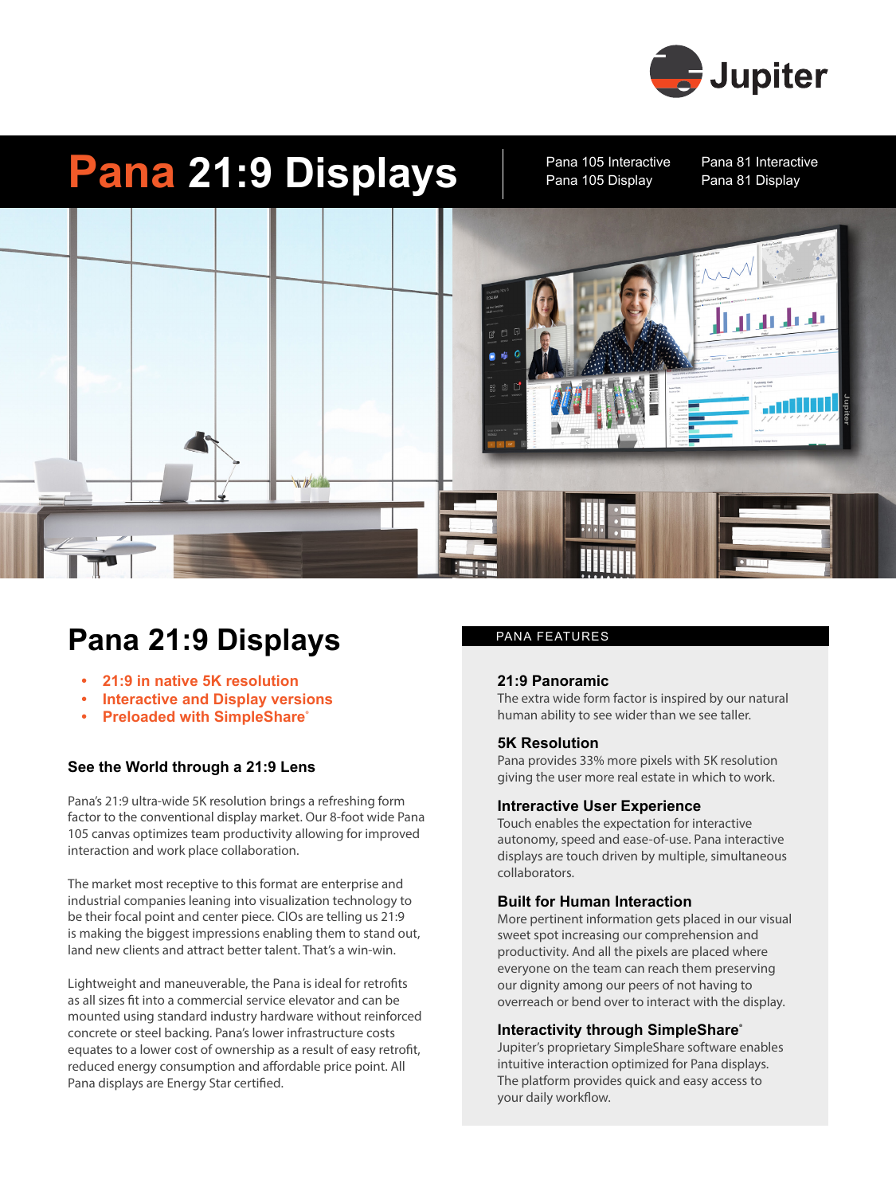Jupiter

# Pana 21:9 Displays

Pana 105 Interactive
Pana 105 Display
Pana 81 Interactive
Pana 81 Display

## Pana 21:9 Displays

- **21:9 in native 5K resolution**
- **Interactive and Display versions**
- **Preloaded with SimpleShare®**

### See the World through a 21:9 Lens

Pana's 21:9 ultra-wide 5K resolution brings a refreshing form factor to the conventional display market. Our 8-foot wide Pana 105 canvas optimizes team productivity allowing for improved interaction and work place collaboration.

The market most receptive to this format are enterprise and industrial companies leaning into visualization technology to be their focal point and center piece. CIOs are telling us 21:9 is making the biggest impressions enabling them to stand out, land new clients and attract better talent. That's a win-win.

Lightweight and maneuverable, the Pana is ideal for retrofits as all sizes fit into a commercial service elevator and can be mounted using standard industry hardware without reinforced concrete or steel backing. Pana's lower infrastructure costs equates to a lower cost of ownership as a result of easy retrofit, reduced energy consumption and affordable price point. All Pana displays are Energy Star certified.

## PANA FEATURES

### 21:9 Panoramic

The extra wide form factor is inspired by our natural human ability to see wider than we see taller.

### 5K Resolution

Pana provides 33% more pixels with 5K resolution giving the user more real estate in which to work.

### Intreractive User Experience

Touch enables the expectation for interactive autonomy, speed and ease-of-use. Pana interactive displays are touch driven by multiple, simultaneous collaborators.

### Built for Human Interaction

More pertinent information gets placed in our visual sweet spot increasing our comprehension and productivity. And all the pixels are placed where everyone on the team can reach them preserving our dignity among our peers of not having to overreach or bend over to interact with the display.

### Interactivity through SimpleShare®

Jupiter's proprietary SimpleShare software enables intuitive interaction optimized for Pana displays. The platform provides quick and easy access to your daily workflow.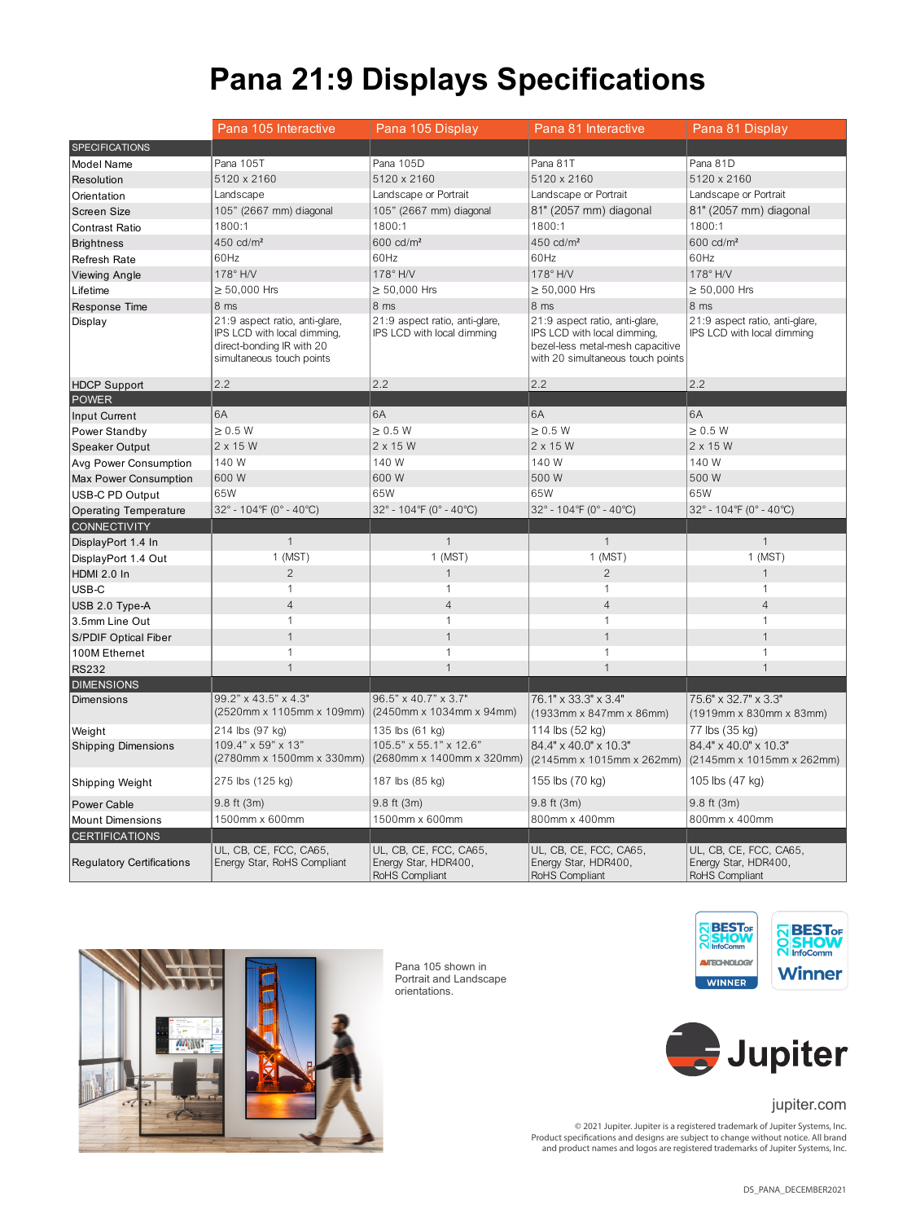# Pana 21:9 Displays Specifications

| | Pana 105 Interactive | Pana 105 Display | Pana 81 Interactive | Pana 81 Display |
|---|---|---|---|---|
| **SPECIFICATIONS** | | | | |
| Model Name | Pana 105T | Pana 105D | Pana 81T | Pana 81D |
| Resolution | 5120 x 2160 | 5120 x 2160 | 5120 x 2160 | 5120 x 2160 |
| Orientation | Landscape | Landscape or Portrait | Landscape or Portrait | Landscape or Portrait |
| Screen Size | 105" (2667 mm) diagonal | 105" (2667 mm) diagonal | 81" (2057 mm) diagonal | 81" (2057 mm) diagonal |
| Contrast Ratio | 1800:1 | 1800:1 | 1800:1 | 1800:1 |
| Brightness | 450 cd/m² | 600 cd/m² | 450 cd/m² | 600 cd/m² |
| Refresh Rate | 60Hz | 60Hz | 60Hz | 60Hz |
| Viewing Angle | 178° H/V | 178° H/V | 178° H/V | 178° H/V |
| Lifetime | ≥ 50,000 Hrs | ≥ 50,000 Hrs | ≥ 50,000 Hrs | ≥ 50,000 Hrs |
| Response Time | 8 ms | 8 ms | 8 ms | 8 ms |
| Display | 21:9 aspect ratio, anti-glare, IPS LCD with local dimming, direct-bonding IR with 20 simultaneous touch points | 21:9 aspect ratio, anti-glare, IPS LCD with local dimming | 21:9 aspect ratio, anti-glare, IPS LCD with local dimming, bezel-less metal-mesh capacitive with 20 simultaneous touch points | 21:9 aspect ratio, anti-glare, IPS LCD with local dimming |
| HDCP Support | 2.2 | 2.2 | 2.2 | 2.2 |
| **POWER** | | | | |
| Input Current | 6A | 6A | 6A | 6A |
| Power Standby | ≥ 0.5 W | ≥ 0.5 W | ≥ 0.5 W | ≥ 0.5 W |
| Speaker Output | 2 x 15 W | 2 x 15 W | 2 x 15 W | 2 x 15 W |
| Avg Power Consumption | 140 W | 140 W | 140 W | 140 W |
| Max Power Consumption | 600 W | 600 W | 500 W | 500 W |
| USB-C PD Output | 65W | 65W | 65W | 65W |
| Operating Temperature | 32° - 104°F (0° - 40°C) | 32° - 104°F (0° - 40°C) | 32° - 104°F (0° - 40°C) | 32° - 104°F (0° - 40°C) |
| **CONNECTIVITY** | | | | |
| DisplayPort 1.4 In | 1 | 1 | 1 | 1 |
| DisplayPort 1.4 Out | 1 (MST) | 1 (MST) | 1 (MST) | 1 (MST) |
| HDMI 2.0 In | 2 | 1 | 2 | 1 |
| USB-C | 1 | 1 | 1 | 1 |
| USB 2.0 Type-A | 4 | 4 | 4 | 4 |
| 3.5mm Line Out | 1 | 1 | 1 | 1 |
| S/PDIF Optical Fiber | 1 | 1 | 1 | 1 |
| 100M Ethernet | 1 | 1 | 1 | 1 |
| RS232 | 1 | 1 | 1 | 1 |
| **DIMENSIONS** | | | | |
| Dimensions | 99.2" x 43.5" x 4.3" (2520mm x 1105mm x 109mm) | 96.5" x 40.7" x 3.7" (2450mm x 1034mm x 94mm) | 76.1" x 33.3" x 3.4" (1933mm x 847mm x 86mm) | 75.6" x 32.7" x 3.3" (1919mm x 830mm x 83mm) |
| Weight | 214 lbs (97 kg) | 135 lbs (61 kg) | 114 lbs (52 kg) | 77 lbs (35 kg) |
| Shipping Dimensions | 109.4" x 59" x 13" (2780mm x 1500mm x 330mm) | 105.5" x 55.1" x 12.6" (2680mm x 1400mm x 320mm) | 84.4" x 40.0" x 10.3" (2145mm x 1015mm x 262mm) | 84.4" x 40.0" x 10.3" (2145mm x 1015mm x 262mm) |
| Shipping Weight | 275 lbs (125 kg) | 187 lbs (85 kg) | 155 lbs (70 kg) | 105 lbs (47 kg) |
| Power Cable | 9.8 ft (3m) | 9.8 ft (3m) | 9.8 ft (3m) | 9.8 ft (3m) |
| Mount Dimensions | 1500mm x 600mm | 1500mm x 600mm | 800mm x 400mm | 800mm x 400mm |
| **CERTIFICATIONS** | | | | |
| Regulatory Certifications | UL, CB, CE, FCC, CA65, Energy Star, RoHS Compliant | UL, CB, CE, FCC, CA65, Energy Star, HDR400, RoHS Compliant | UL, CB, CE, FCC, CA65, Energy Star, HDR400, RoHS Compliant | UL, CB, CE, FCC, CA65, Energy Star, HDR400, RoHS Compliant |

Pana 105 shown in Portrait and Landscape orientations.

2021 BEST OF SHOW InfoComm AVTECHNOLOGY WINNER

2021 BEST OF SHOW InfoComm Winner

Jupiter

jupiter.com

© 2021 Jupiter. Jupiter is a registered trademark of Jupiter Systems, Inc. Product specifications and designs are subject to change without notice. All brand and product names and logos are registered trademarks of Jupiter Systems, Inc.

DS_PANA_DECEMBER2021